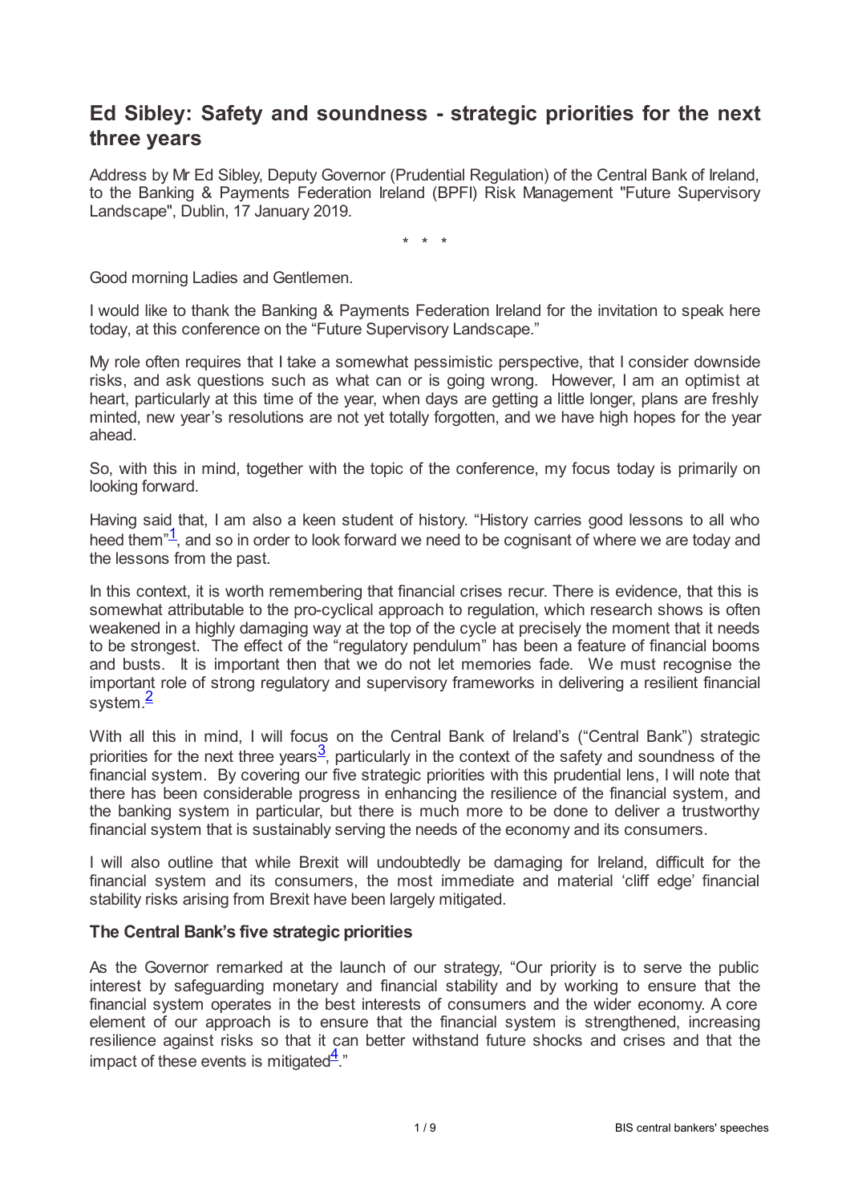# Ed Sibley: Safety and soundness - strategic priorities for the next three years

Address by Mr Ed Sibley, Deputy Governor (Prudential Regulation) of the Central Bank of Ireland, to the Banking & Payments Federation Ireland (BPFI) Risk Management "Future Supervisory Landscape", Dublin, 17 January 2019.

\* \* \*

Good morning Ladies and Gentlemen.

I would like to thank the Banking & Payments Federation Ireland for the invitation to speak here today, at this conference on the "Future Supervisory Landscape."

My role often requires that I take a somewhat pessimistic perspective, that I consider downside risks, and ask questions such as what can or is going wrong. However, I am an optimist at heart, particularly at this time of the year, when days are getting a little longer, plans are freshly minted, new year's resolutions are not yet totally forgotten, and we have high hopes for the year ahead.

So, with this in mind, together with the topic of the conference, my focus today is primarily on looking forward.

Having said that, I am also a keen student of history. "History carries good lessons to all who heed them"[1], and so in order to look forward we need to be cognisant of where we are today and the lessons from the past.

In this context, it is worth remembering that financial crises recur. There is evidence, that this is somewhat attributable to the pro-cyclical approach to regulation, which research shows is often weakened in a highly damaging way at the top of the cycle at precisely the moment that it needs to be strongest. The effect of the "regulatory pendulum" has been a feature of financial booms and busts. It is important then that we do not let memories fade. We must recognise the important role of strong regulatory and supervisory frameworks in delivering a resilient financial system.[2]

With all this in mind, I will focus on the Central Bank of Ireland's ("Central Bank") strategic priorities for the next three years[3], particularly in the context of the safety and soundness of the financial system. By covering our five strategic priorities with this prudential lens, I will note that there has been considerable progress in enhancing the resilience of the financial system, and the banking system in particular, but there is much more to be done to deliver a trustworthy financial system that is sustainably serving the needs of the economy and its consumers.

I will also outline that while Brexit will undoubtedly be damaging for Ireland, difficult for the financial system and its consumers, the most immediate and material 'cliff edge' financial stability risks arising from Brexit have been largely mitigated.

### The Central Bank's five strategic priorities

As the Governor remarked at the launch of our strategy, "Our priority is to serve the public interest by safeguarding monetary and financial stability and by working to ensure that the financial system operates in the best interests of consumers and the wider economy. A core element of our approach is to ensure that the financial system is strengthened, increasing resilience against risks so that it can better withstand future shocks and crises and that the impact of these events is mitigated[4]."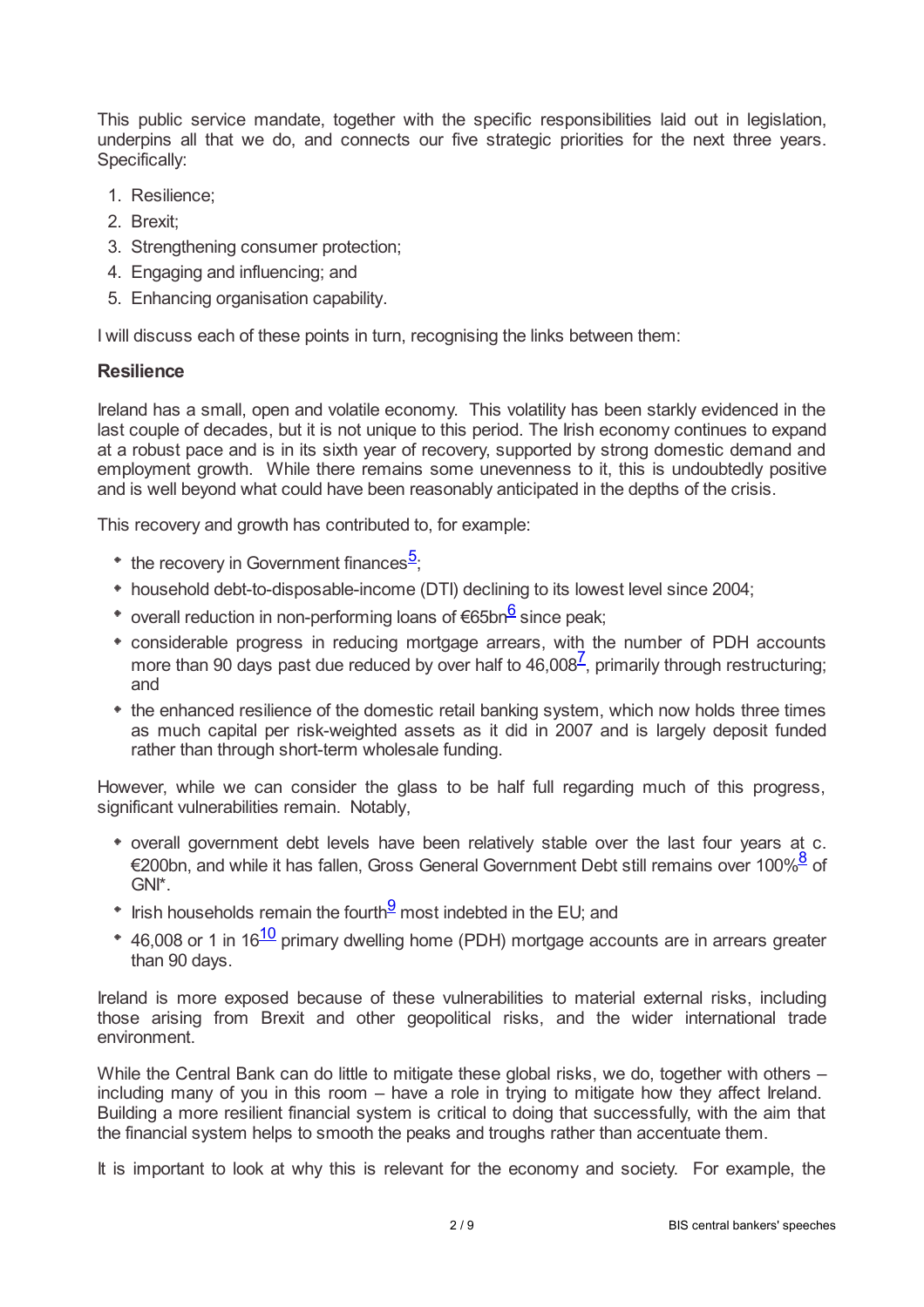This public service mandate, together with the specific responsibilities laid out in legislation, underpins all that we do, and connects our five strategic priorities for the next three years. Specifically:

1. Resilience;
2. Brexit;
3. Strengthening consumer protection;
4. Engaging and influencing; and
5. Enhancing organisation capability.

I will discuss each of these points in turn, recognising the links between them:

### Resilience

Ireland has a small, open and volatile economy. This volatility has been starkly evidenced in the last couple of decades, but it is not unique to this period. The Irish economy continues to expand at a robust pace and is in its sixth year of recovery, supported by strong domestic demand and employment growth. While there remains some unevenness to it, this is undoubtedly positive and is well beyond what could have been reasonably anticipated in the depths of the crisis.

This recovery and growth has contributed to, for example:

- the recovery in Government finances[5];
- household debt-to-disposable-income (DTI) declining to its lowest level since 2004;
- overall reduction in non-performing loans of €65bn[6] since peak;
- considerable progress in reducing mortgage arrears, with the number of PDH accounts more than 90 days past due reduced by over half to 46,008[7], primarily through restructuring; and
- the enhanced resilience of the domestic retail banking system, which now holds three times as much capital per risk-weighted assets as it did in 2007 and is largely deposit funded rather than through short-term wholesale funding.

However, while we can consider the glass to be half full regarding much of this progress, significant vulnerabilities remain. Notably,

- overall government debt levels have been relatively stable over the last four years at c. €200bn, and while it has fallen, Gross General Government Debt still remains over 100%[8] of GNI*.
- Irish households remain the fourth[9] most indebted in the EU; and
- 46,008 or 1 in 16[10] primary dwelling home (PDH) mortgage accounts are in arrears greater than 90 days.

Ireland is more exposed because of these vulnerabilities to material external risks, including those arising from Brexit and other geopolitical risks, and the wider international trade environment.

While the Central Bank can do little to mitigate these global risks, we do, together with others – including many of you in this room – have a role in trying to mitigate how they affect Ireland. Building a more resilient financial system is critical to doing that successfully, with the aim that the financial system helps to smooth the peaks and troughs rather than accentuate them.

It is important to look at why this is relevant for the economy and society. For example, the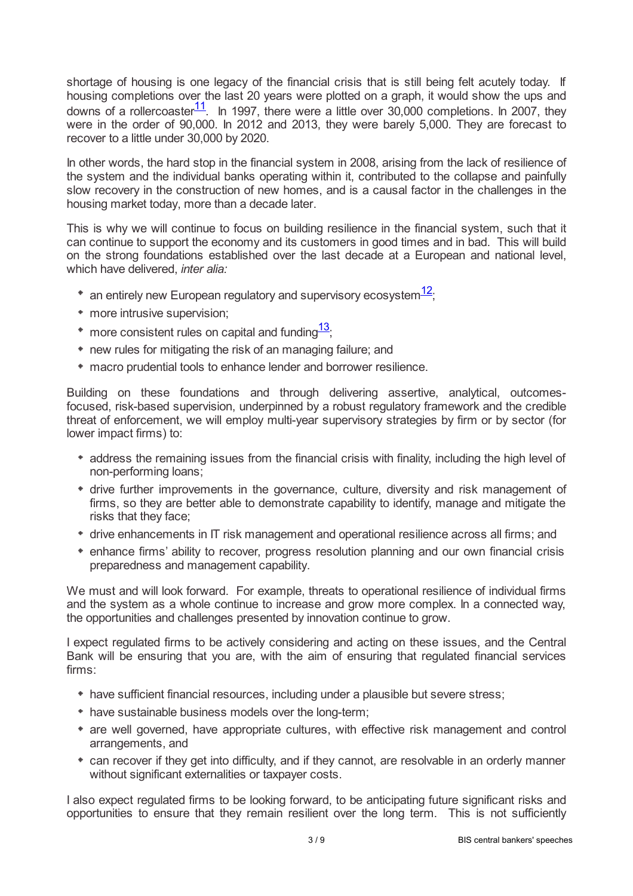shortage of housing is one legacy of the financial crisis that is still being felt acutely today. If housing completions over the last 20 years were plotted on a graph, it would show the ups and downs of a rollercoaster[11]. In 1997, there were a little over 30,000 completions. In 2007, they were in the order of 90,000. In 2012 and 2013, they were barely 5,000. They are forecast to recover to a little under 30,000 by 2020.

In other words, the hard stop in the financial system in 2008, arising from the lack of resilience of the system and the individual banks operating within it, contributed to the collapse and painfully slow recovery in the construction of new homes, and is a causal factor in the challenges in the housing market today, more than a decade later.

This is why we will continue to focus on building resilience in the financial system, such that it can continue to support the economy and its customers in good times and in bad. This will build on the strong foundations established over the last decade at a European and national level, which have delivered, *inter alia:*

- an entirely new European regulatory and supervisory ecosystem[12];
- more intrusive supervision;
- more consistent rules on capital and funding[13];
- new rules for mitigating the risk of an managing failure; and
- macro prudential tools to enhance lender and borrower resilience.

Building on these foundations and through delivering assertive, analytical, outcomes-focused, risk-based supervision, underpinned by a robust regulatory framework and the credible threat of enforcement, we will employ multi-year supervisory strategies by firm or by sector (for lower impact firms) to:

- address the remaining issues from the financial crisis with finality, including the high level of non-performing loans;
- drive further improvements in the governance, culture, diversity and risk management of firms, so they are better able to demonstrate capability to identify, manage and mitigate the risks that they face;
- drive enhancements in IT risk management and operational resilience across all firms; and
- enhance firms' ability to recover, progress resolution planning and our own financial crisis preparedness and management capability.

We must and will look forward. For example, threats to operational resilience of individual firms and the system as a whole continue to increase and grow more complex. In a connected way, the opportunities and challenges presented by innovation continue to grow.

I expect regulated firms to be actively considering and acting on these issues, and the Central Bank will be ensuring that you are, with the aim of ensuring that regulated financial services firms:

- have sufficient financial resources, including under a plausible but severe stress;
- have sustainable business models over the long-term;
- are well governed, have appropriate cultures, with effective risk management and control arrangements, and
- can recover if they get into difficulty, and if they cannot, are resolvable in an orderly manner without significant externalities or taxpayer costs.

I also expect regulated firms to be looking forward, to be anticipating future significant risks and opportunities to ensure that they remain resilient over the long term. This is not sufficiently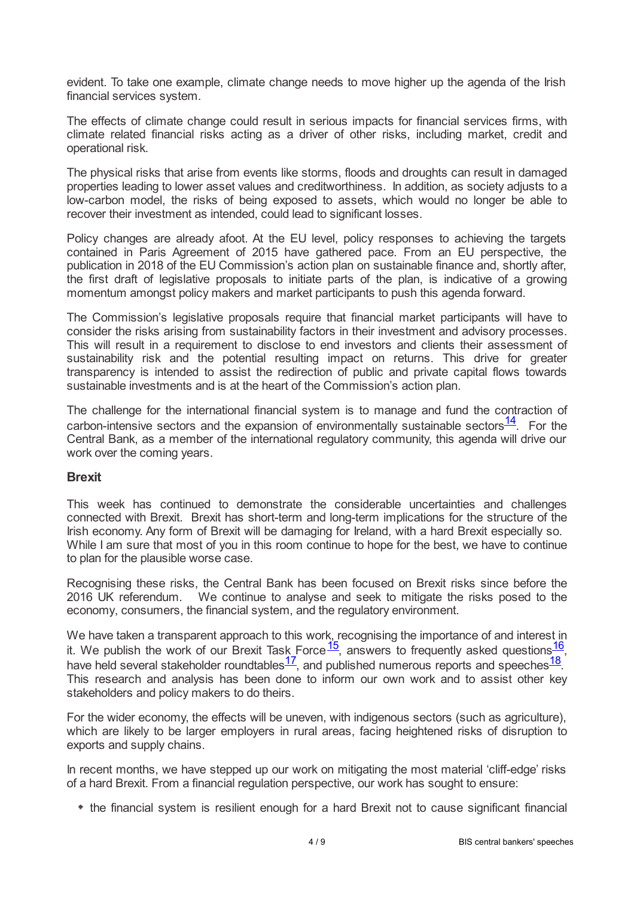evident. To take one example, climate change needs to move higher up the agenda of the Irish financial services system.

The effects of climate change could result in serious impacts for financial services firms, with climate related financial risks acting as a driver of other risks, including market, credit and operational risk.

The physical risks that arise from events like storms, floods and droughts can result in damaged properties leading to lower asset values and creditworthiness. In addition, as society adjusts to a low-carbon model, the risks of being exposed to assets, which would no longer be able to recover their investment as intended, could lead to significant losses.

Policy changes are already afoot. At the EU level, policy responses to achieving the targets contained in Paris Agreement of 2015 have gathered pace. From an EU perspective, the publication in 2018 of the EU Commission's action plan on sustainable finance and, shortly after, the first draft of legislative proposals to initiate parts of the plan, is indicative of a growing momentum amongst policy makers and market participants to push this agenda forward.

The Commission's legislative proposals require that financial market participants will have to consider the risks arising from sustainability factors in their investment and advisory processes. This will result in a requirement to disclose to end investors and clients their assessment of sustainability risk and the potential resulting impact on returns. This drive for greater transparency is intended to assist the redirection of public and private capital flows towards sustainable investments and is at the heart of the Commission's action plan.

The challenge for the international financial system is to manage and fund the contraction of carbon-intensive sectors and the expansion of environmentally sustainable sectors[14]. For the Central Bank, as a member of the international regulatory community, this agenda will drive our work over the coming years.

### Brexit

This week has continued to demonstrate the considerable uncertainties and challenges connected with Brexit. Brexit has short-term and long-term implications for the structure of the Irish economy. Any form of Brexit will be damaging for Ireland, with a hard Brexit especially so. While I am sure that most of you in this room continue to hope for the best, we have to continue to plan for the plausible worse case.

Recognising these risks, the Central Bank has been focused on Brexit risks since before the 2016 UK referendum. We continue to analyse and seek to mitigate the risks posed to the economy, consumers, the financial system, and the regulatory environment.

We have taken a transparent approach to this work, recognising the importance of and interest in it. We publish the work of our Brexit Task Force[15], answers to frequently asked questions[16], have held several stakeholder roundtables[17], and published numerous reports and speeches[18]. This research and analysis has been done to inform our own work and to assist other key stakeholders and policy makers to do theirs.

For the wider economy, the effects will be uneven, with indigenous sectors (such as agriculture), which are likely to be larger employers in rural areas, facing heightened risks of disruption to exports and supply chains.

In recent months, we have stepped up our work on mitigating the most material 'cliff-edge' risks of a hard Brexit. From a financial regulation perspective, our work has sought to ensure:

- the financial system is resilient enough for a hard Brexit not to cause significant financial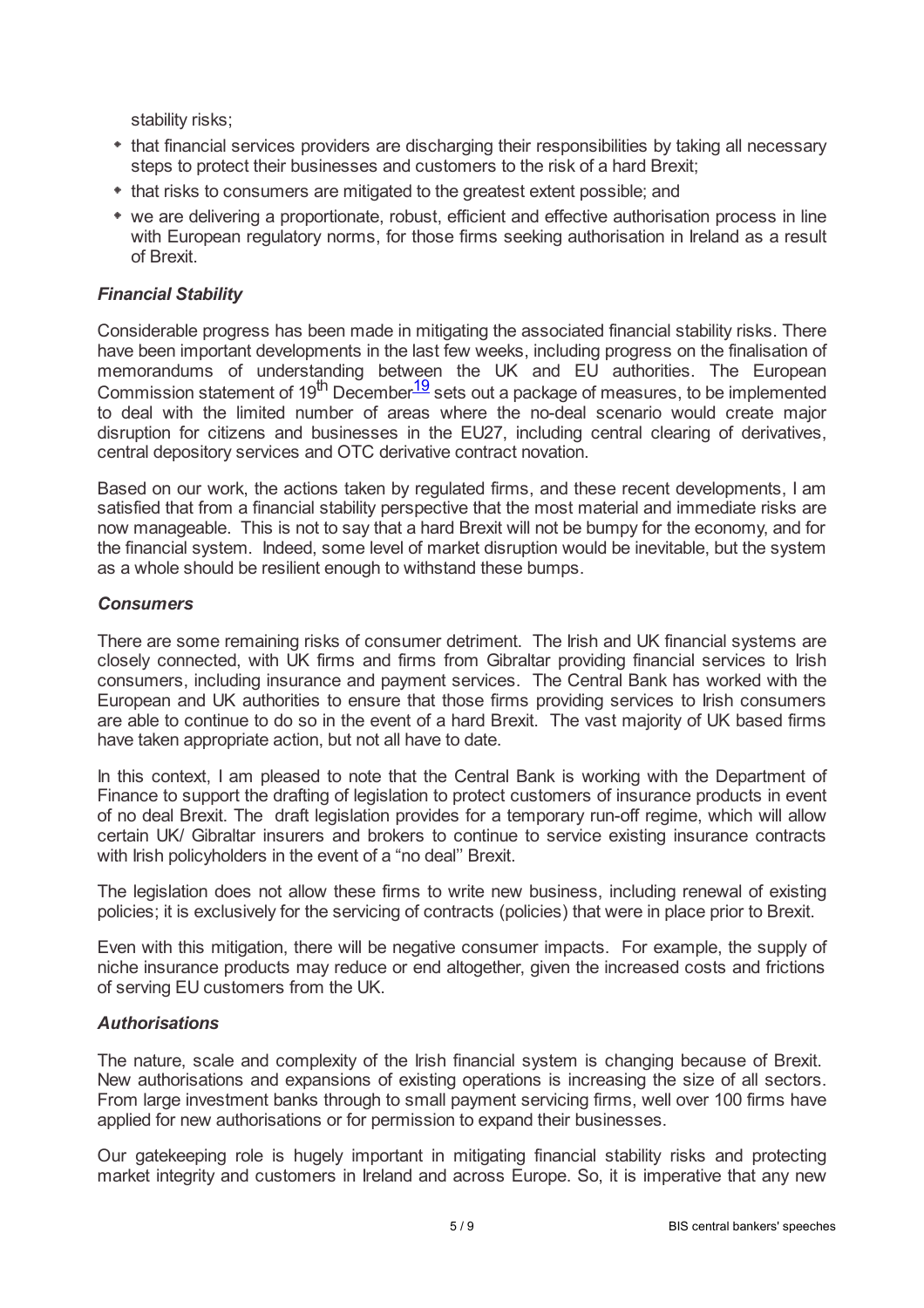stability risks;

- that financial services providers are discharging their responsibilities by taking all necessary steps to protect their businesses and customers to the risk of a hard Brexit;
- that risks to consumers are mitigated to the greatest extent possible; and
- we are delivering a proportionate, robust, efficient and effective authorisation process in line with European regulatory norms, for those firms seeking authorisation in Ireland as a result of Brexit.

### *Financial Stability*

Considerable progress has been made in mitigating the associated financial stability risks. There have been important developments in the last few weeks, including progress on the finalisation of memorandums of understanding between the UK and EU authorities. The European Commission statement of 19th December[19] sets out a package of measures, to be implemented to deal with the limited number of areas where the no-deal scenario would create major disruption for citizens and businesses in the EU27, including central clearing of derivatives, central depository services and OTC derivative contract novation.

Based on our work, the actions taken by regulated firms, and these recent developments, I am satisfied that from a financial stability perspective that the most material and immediate risks are now manageable. This is not to say that a hard Brexit will not be bumpy for the economy, and for the financial system. Indeed, some level of market disruption would be inevitable, but the system as a whole should be resilient enough to withstand these bumps.

### *Consumers*

There are some remaining risks of consumer detriment. The Irish and UK financial systems are closely connected, with UK firms and firms from Gibraltar providing financial services to Irish consumers, including insurance and payment services. The Central Bank has worked with the European and UK authorities to ensure that those firms providing services to Irish consumers are able to continue to do so in the event of a hard Brexit. The vast majority of UK based firms have taken appropriate action, but not all have to date.

In this context, I am pleased to note that the Central Bank is working with the Department of Finance to support the drafting of legislation to protect customers of insurance products in event of no deal Brexit. The draft legislation provides for a temporary run-off regime, which will allow certain UK/ Gibraltar insurers and brokers to continue to service existing insurance contracts with Irish policyholders in the event of a "no deal" Brexit.

The legislation does not allow these firms to write new business, including renewal of existing policies; it is exclusively for the servicing of contracts (policies) that were in place prior to Brexit.

Even with this mitigation, there will be negative consumer impacts. For example, the supply of niche insurance products may reduce or end altogether, given the increased costs and frictions of serving EU customers from the UK.

### *Authorisations*

The nature, scale and complexity of the Irish financial system is changing because of Brexit. New authorisations and expansions of existing operations is increasing the size of all sectors. From large investment banks through to small payment servicing firms, well over 100 firms have applied for new authorisations or for permission to expand their businesses.

Our gatekeeping role is hugely important in mitigating financial stability risks and protecting market integrity and customers in Ireland and across Europe. So, it is imperative that any new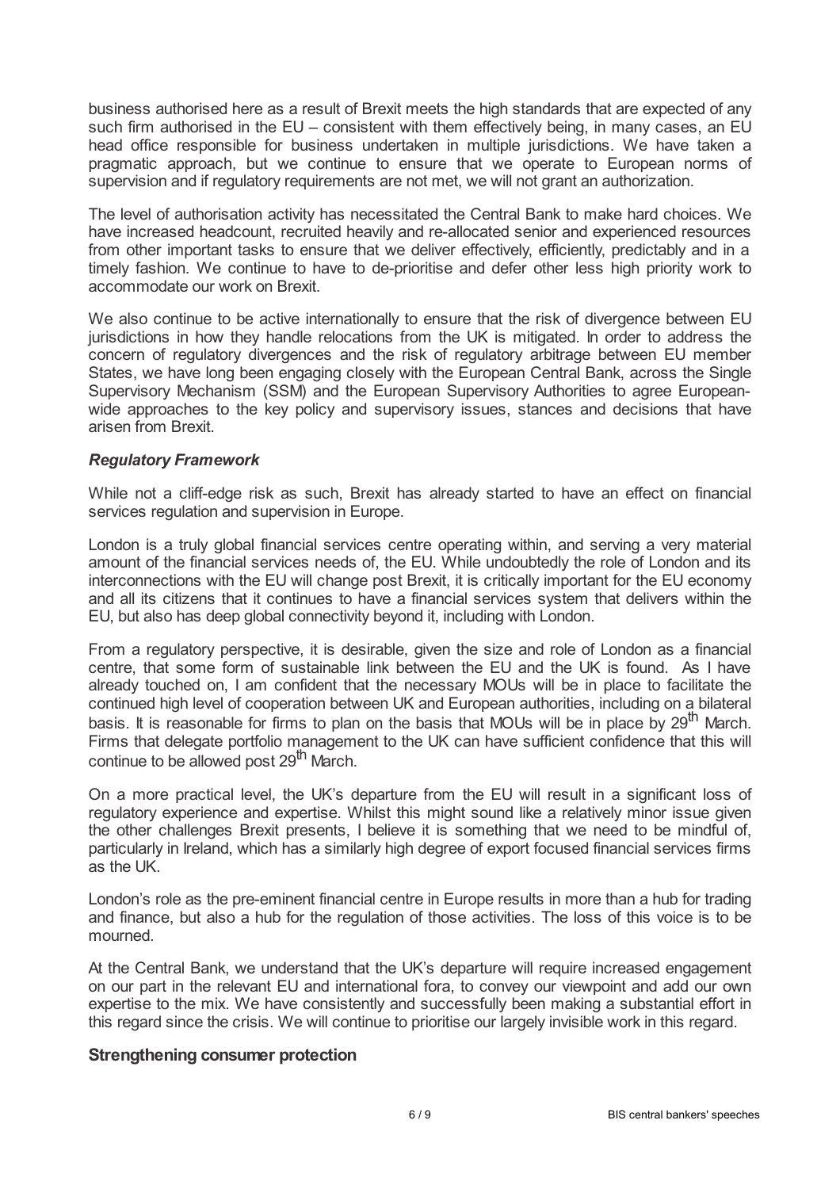business authorised here as a result of Brexit meets the high standards that are expected of any such firm authorised in the EU – consistent with them effectively being, in many cases, an EU head office responsible for business undertaken in multiple jurisdictions. We have taken a pragmatic approach, but we continue to ensure that we operate to European norms of supervision and if regulatory requirements are not met, we will not grant an authorization.

The level of authorisation activity has necessitated the Central Bank to make hard choices. We have increased headcount, recruited heavily and re-allocated senior and experienced resources from other important tasks to ensure that we deliver effectively, efficiently, predictably and in a timely fashion. We continue to have to de-prioritise and defer other less high priority work to accommodate our work on Brexit.

We also continue to be active internationally to ensure that the risk of divergence between EU jurisdictions in how they handle relocations from the UK is mitigated. In order to address the concern of regulatory divergences and the risk of regulatory arbitrage between EU member States, we have long been engaging closely with the European Central Bank, across the Single Supervisory Mechanism (SSM) and the European Supervisory Authorities to agree European-wide approaches to the key policy and supervisory issues, stances and decisions that have arisen from Brexit.

### *Regulatory Framework*

While not a cliff-edge risk as such, Brexit has already started to have an effect on financial services regulation and supervision in Europe.

London is a truly global financial services centre operating within, and serving a very material amount of the financial services needs of, the EU. While undoubtedly the role of London and its interconnections with the EU will change post Brexit, it is critically important for the EU economy and all its citizens that it continues to have a financial services system that delivers within the EU, but also has deep global connectivity beyond it, including with London.

From a regulatory perspective, it is desirable, given the size and role of London as a financial centre, that some form of sustainable link between the EU and the UK is found. As I have already touched on, I am confident that the necessary MOUs will be in place to facilitate the continued high level of cooperation between UK and European authorities, including on a bilateral basis. It is reasonable for firms to plan on the basis that MOUs will be in place by 29th March. Firms that delegate portfolio management to the UK can have sufficient confidence that this will continue to be allowed post 29th March.

On a more practical level, the UK's departure from the EU will result in a significant loss of regulatory experience and expertise. Whilst this might sound like a relatively minor issue given the other challenges Brexit presents, I believe it is something that we need to be mindful of, particularly in Ireland, which has a similarly high degree of export focused financial services firms as the UK.

London's role as the pre-eminent financial centre in Europe results in more than a hub for trading and finance, but also a hub for the regulation of those activities. The loss of this voice is to be mourned.

At the Central Bank, we understand that the UK's departure will require increased engagement on our part in the relevant EU and international fora, to convey our viewpoint and add our own expertise to the mix. We have consistently and successfully been making a substantial effort in this regard since the crisis. We will continue to prioritise our largely invisible work in this regard.

## Strengthening consumer protection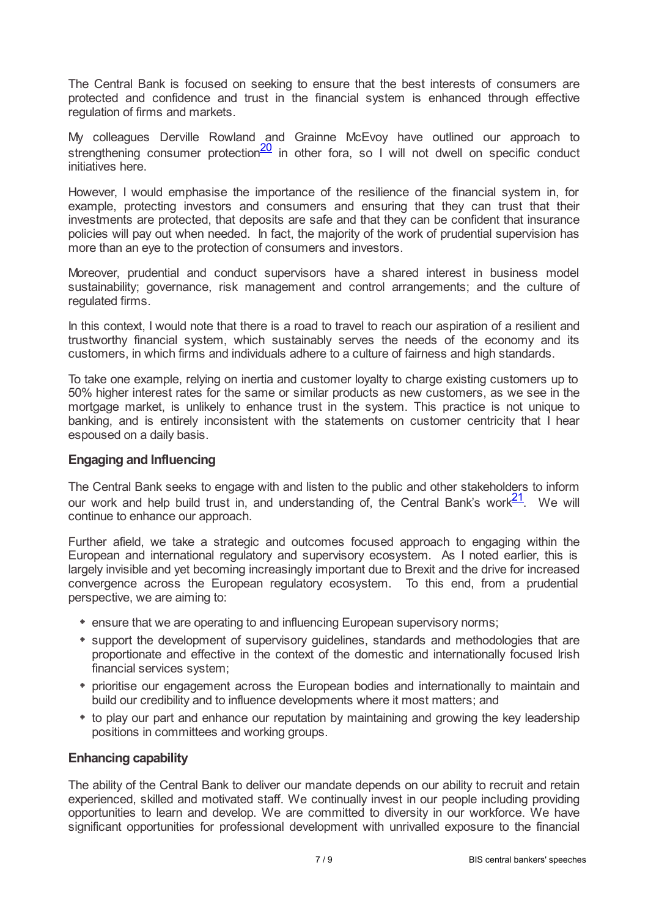The Central Bank is focused on seeking to ensure that the best interests of consumers are protected and confidence and trust in the financial system is enhanced through effective regulation of firms and markets.

My colleagues Derville Rowland and Grainne McEvoy have outlined our approach to strengthening consumer protection[20] in other fora, so I will not dwell on specific conduct initiatives here.

However, I would emphasise the importance of the resilience of the financial system in, for example, protecting investors and consumers and ensuring that they can trust that their investments are protected, that deposits are safe and that they can be confident that insurance policies will pay out when needed. In fact, the majority of the work of prudential supervision has more than an eye to the protection of consumers and investors.

Moreover, prudential and conduct supervisors have a shared interest in business model sustainability; governance, risk management and control arrangements; and the culture of regulated firms.

In this context, I would note that there is a road to travel to reach our aspiration of a resilient and trustworthy financial system, which sustainably serves the needs of the economy and its customers, in which firms and individuals adhere to a culture of fairness and high standards.

To take one example, relying on inertia and customer loyalty to charge existing customers up to 50% higher interest rates for the same or similar products as new customers, as we see in the mortgage market, is unlikely to enhance trust in the system. This practice is not unique to banking, and is entirely inconsistent with the statements on customer centricity that I hear espoused on a daily basis.

## Engaging and Influencing

The Central Bank seeks to engage with and listen to the public and other stakeholders to inform our work and help build trust in, and understanding of, the Central Bank's work[21]. We will continue to enhance our approach.

Further afield, we take a strategic and outcomes focused approach to engaging within the European and international regulatory and supervisory ecosystem. As I noted earlier, this is largely invisible and yet becoming increasingly important due to Brexit and the drive for increased convergence across the European regulatory ecosystem. To this end, from a prudential perspective, we are aiming to:

- ensure that we are operating to and influencing European supervisory norms;
- support the development of supervisory guidelines, standards and methodologies that are proportionate and effective in the context of the domestic and internationally focused Irish financial services system;
- prioritise our engagement across the European bodies and internationally to maintain and build our credibility and to influence developments where it most matters; and
- to play our part and enhance our reputation by maintaining and growing the key leadership positions in committees and working groups.

## Enhancing capability

The ability of the Central Bank to deliver our mandate depends on our ability to recruit and retain experienced, skilled and motivated staff. We continually invest in our people including providing opportunities to learn and develop. We are committed to diversity in our workforce. We have significant opportunities for professional development with unrivalled exposure to the financial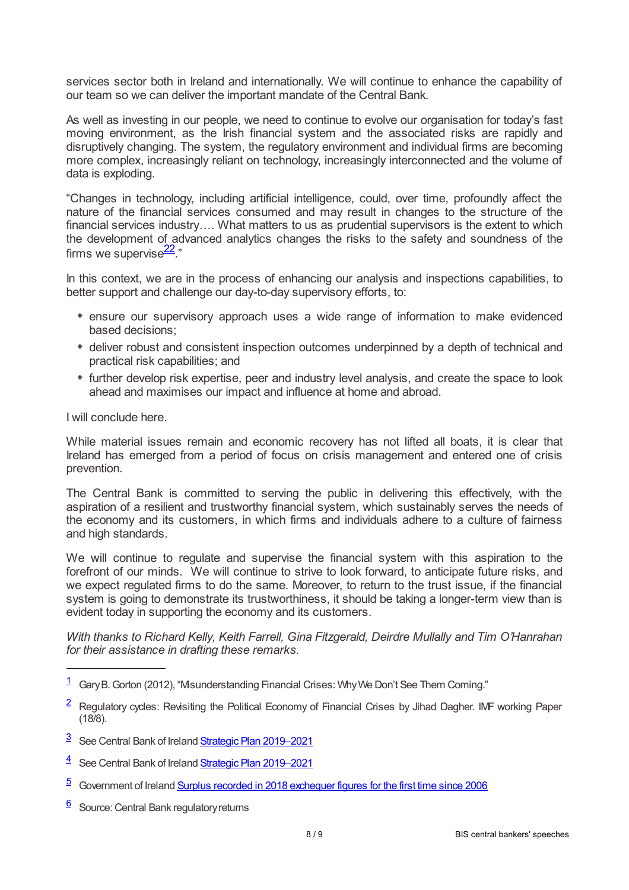services sector both in Ireland and internationally. We will continue to enhance the capability of our team so we can deliver the important mandate of the Central Bank.

As well as investing in our people, we need to continue to evolve our organisation for today's fast moving environment, as the Irish financial system and the associated risks are rapidly and disruptively changing. The system, the regulatory environment and individual firms are becoming more complex, increasingly reliant on technology, increasingly interconnected and the volume of data is exploding.

"Changes in technology, including artificial intelligence, could, over time, profoundly affect the nature of the financial services consumed and may result in changes to the structure of the financial services industry…. What matters to us as prudential supervisors is the extent to which the development of advanced analytics changes the risks to the safety and soundness of the firms we supervise[22]."

In this context, we are in the process of enhancing our analysis and inspections capabilities, to better support and challenge our day-to-day supervisory efforts, to:

- ensure our supervisory approach uses a wide range of information to make evidenced based decisions;
- deliver robust and consistent inspection outcomes underpinned by a depth of technical and practical risk capabilities; and
- further develop risk expertise, peer and industry level analysis, and create the space to look ahead and maximises our impact and influence at home and abroad.

I will conclude here.

While material issues remain and economic recovery has not lifted all boats, it is clear that Ireland has emerged from a period of focus on crisis management and entered one of crisis prevention.

The Central Bank is committed to serving the public in delivering this effectively, with the aspiration of a resilient and trustworthy financial system, which sustainably serves the needs of the economy and its customers, in which firms and individuals adhere to a culture of fairness and high standards.

We will continue to regulate and supervise the financial system with this aspiration to the forefront of our minds. We will continue to strive to look forward, to anticipate future risks, and we expect regulated firms to do the same. Moreover, to return to the trust issue, if the financial system is going to demonstrate its trustworthiness, it should be taking a longer-term view than is evident today in supporting the economy and its customers.

*With thanks to Richard Kelly, Keith Farrell, Gina Fitzgerald, Deirdre Mullally and Tim O'Hanrahan for their assistance in drafting these remarks.*

---

[1] Gary B. Gorton (2012), "Misunderstanding Financial Crises: Why We Don't See Them Coming."

[2] Regulatory cycles: Revisiting the Political Economy of Financial Crises by Jihad Dagher. IMF working Paper (18/8).

[3] See Central Bank of Ireland Strategic Plan 2019–2021

[4] See Central Bank of Ireland Strategic Plan 2019–2021

[5] Government of Ireland Surplus recorded in 2018 exchequer figures for the first time since 2006

[6] Source: Central Bank regulatory returns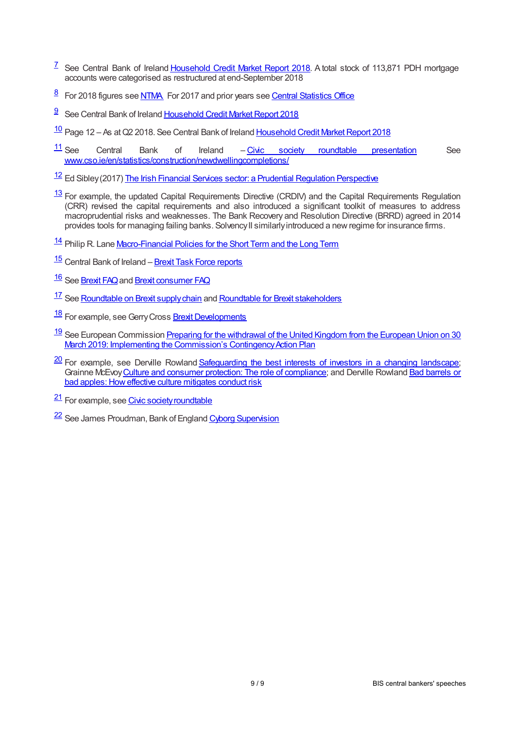[7] See Central Bank of Ireland Household Credit Market Report 2018. A total stock of 113,871 PDH mortgage accounts were categorised as restructured at end-September 2018

[8] For 2018 figures see NTMA. For 2017 and prior years see Central Statistics Office

[9] See Central Bank of Ireland Household Credit Market Report 2018

[10] Page 12 – As at Q2 2018. See Central Bank of Ireland Household Credit Market Report 2018

[11] See Central Bank of Ireland – Civic society roundtable presentation See www.cso.ie/en/statistics/construction/newdwellingcompletions/

[12] Ed Sibley (2017) The Irish Financial Services sector: a Prudential Regulation Perspective

[13] For example, the updated Capital Requirements Directive (CRDIV) and the Capital Requirements Regulation (CRR) revised the capital requirements and also introduced a significant toolkit of measures to address macroprudential risks and weaknesses. The Bank Recovery and Resolution Directive (BRRD) agreed in 2014 provides tools for managing failing banks. Solvency II similarly introduced a new regime for insurance firms.

[14] Philip R. Lane Macro-Financial Policies for the Short Term and the Long Term

[15] Central Bank of Ireland – Brexit Task Force reports

[16] See Brexit FAQ and Brexit consumer FAQ

[17] See Roundtable on Brexit supply chain and Roundtable for Brexit stakeholders

[18] For example, see Gerry Cross Brexit Developments

[19] See European Commission Preparing for the withdrawal of the United Kingdom from the European Union on 30 March 2019: Implementing the Commission's Contingency Action Plan

[20] For example, see Derville Rowland Safeguarding the best interests of investors in a changing landscape; Grainne McEvoy Culture and consumer protection: The role of compliance; and Derville Rowland Bad barrels or bad apples: How effective culture mitigates conduct risk

[21] For example, see Civic society roundtable

[22] See James Proudman, Bank of England Cyborg Supervision